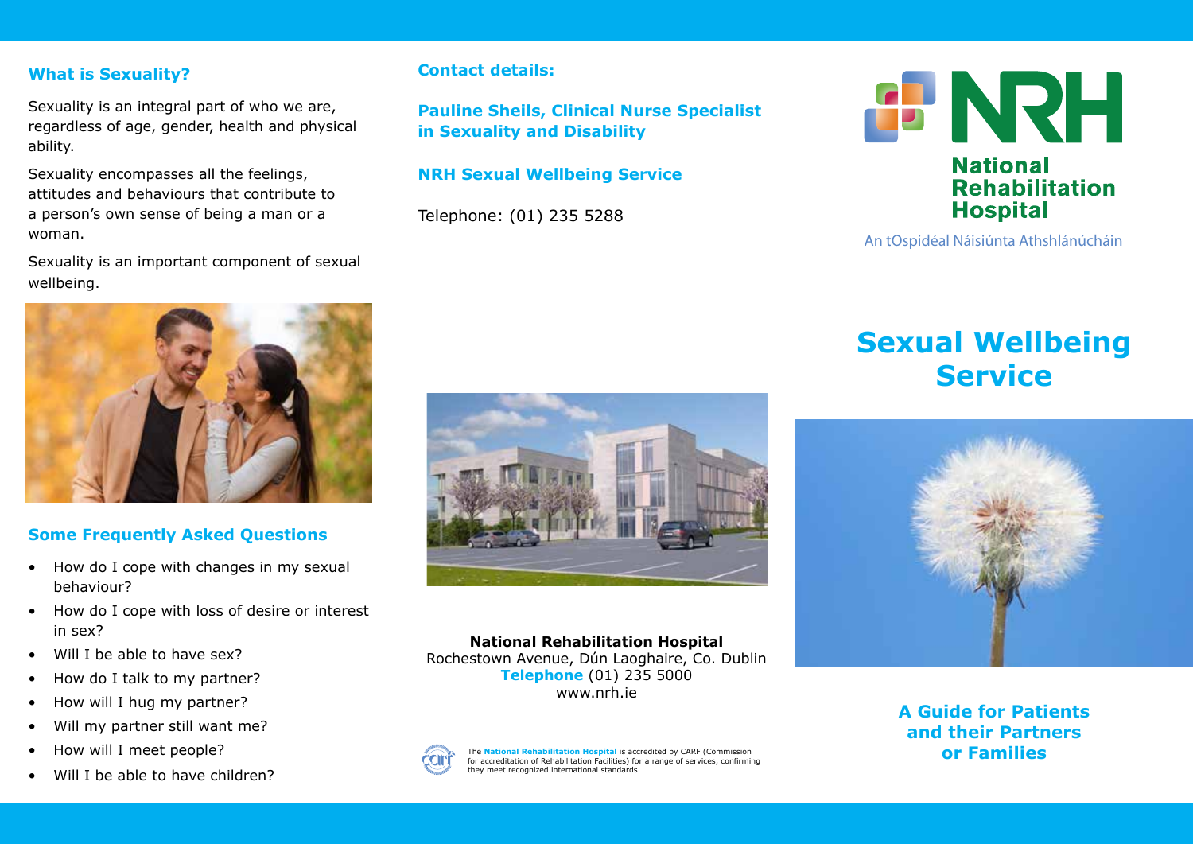## What is Sexuality?

Sexuality is an integral part of who we are, regardless of age, gender, health and physical ability.

Sexuality encompasses all the feelings, attitudes and behaviours that contribute to a person's own sense of being a man or a woman.

Sexuality is an important component of sexual wellbeing.

## Some Frequently Asked Questions

- How do I cope with changes in my sexual behaviour?
- How do I cope with loss of desire or interest in sex?
- Will I be able to have sex?
- How do I talk to my partner?
- How will I hug my partner?
- Will my partner still want me?
- How will I meet people?
- Will I be able to have children?

## Contact details:

**Pauline Sheils, Clinical Nurse Specialist in Sexuality and Disability**

**NRH Sexual Wellbeing Service**

Telephone: (01) 235 5288

**National Rehabilitation Hospital**
Rochestown Avenue, Dún Laoghaire, Co. Dublin
**Telephone** (01) 235 5000
www.nrh.ie

The **National Rehabilitation Hospital** is accredited by CARF (Commission for accreditation of Rehabilitation Facilities) for a range of services, confirming they meet recognized international standards

NRH
National Rehabilitation Hospital
An tOspidéal Náisiúnta Athshlánúcháin

# Sexual Wellbeing Service

**A Guide for Patients and their Partners or Families**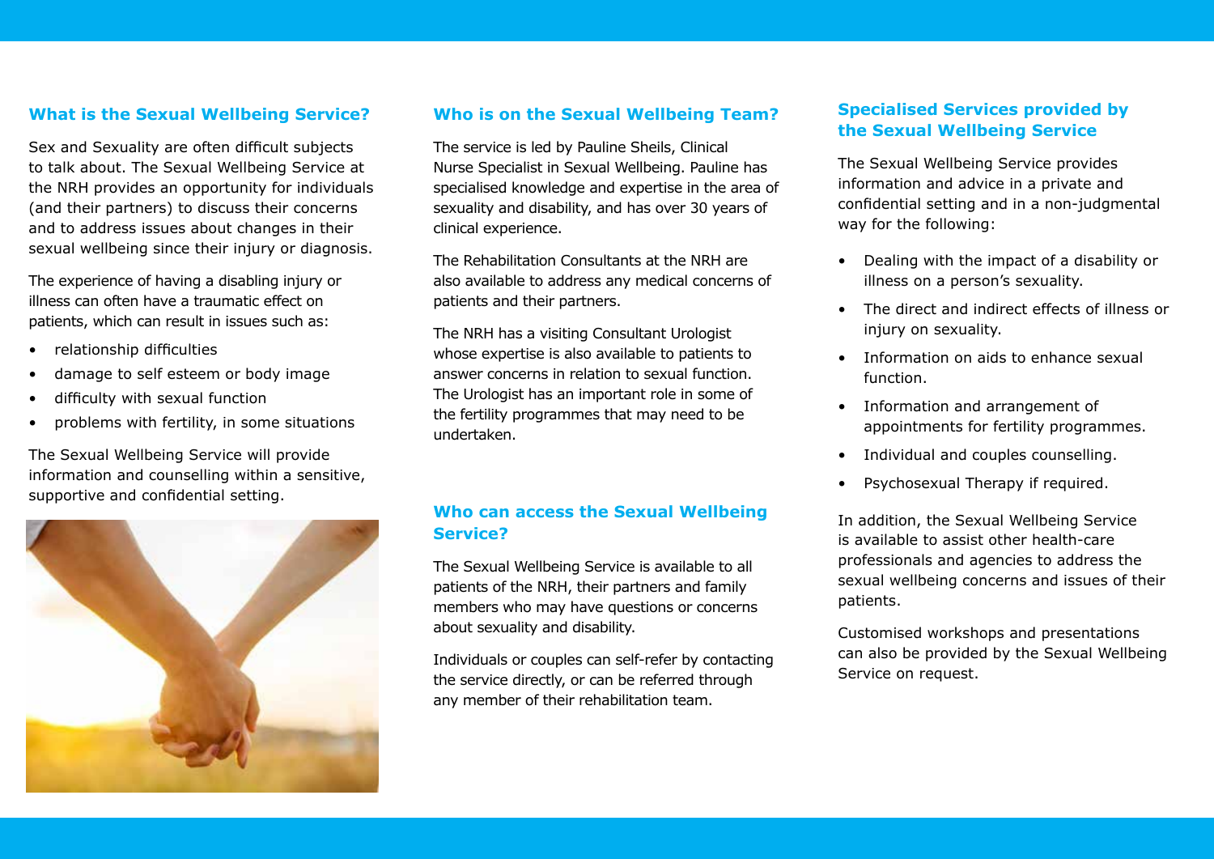## What is the Sexual Wellbeing Service?

Sex and Sexuality are often difficult subjects to talk about. The Sexual Wellbeing Service at the NRH provides an opportunity for individuals (and their partners) to discuss their concerns and to address issues about changes in their sexual wellbeing since their injury or diagnosis.

The experience of having a disabling injury or illness can often have a traumatic effect on patients, which can result in issues such as:

- relationship difficulties
- damage to self esteem or body image
- difficulty with sexual function
- problems with fertility, in some situations

The Sexual Wellbeing Service will provide information and counselling within a sensitive, supportive and confidential setting.

## Who is on the Sexual Wellbeing Team?

The service is led by Pauline Sheils, Clinical Nurse Specialist in Sexual Wellbeing. Pauline has specialised knowledge and expertise in the area of sexuality and disability, and has over 30 years of clinical experience.

The Rehabilitation Consultants at the NRH are also available to address any medical concerns of patients and their partners.

The NRH has a visiting Consultant Urologist whose expertise is also available to patients to answer concerns in relation to sexual function. The Urologist has an important role in some of the fertility programmes that may need to be undertaken.

## Who can access the Sexual Wellbeing Service?

The Sexual Wellbeing Service is available to all patients of the NRH, their partners and family members who may have questions or concerns about sexuality and disability.

Individuals or couples can self-refer by contacting the service directly, or can be referred through any member of their rehabilitation team.

## Specialised Services provided by the Sexual Wellbeing Service

The Sexual Wellbeing Service provides information and advice in a private and confidential setting and in a non-judgmental way for the following:

- Dealing with the impact of a disability or illness on a person's sexuality.
- The direct and indirect effects of illness or injury on sexuality.
- Information on aids to enhance sexual function.
- Information and arrangement of appointments for fertility programmes.
- Individual and couples counselling.
- Psychosexual Therapy if required.

In addition, the Sexual Wellbeing Service is available to assist other health-care professionals and agencies to address the sexual wellbeing concerns and issues of their patients.

Customised workshops and presentations can also be provided by the Sexual Wellbeing Service on request.